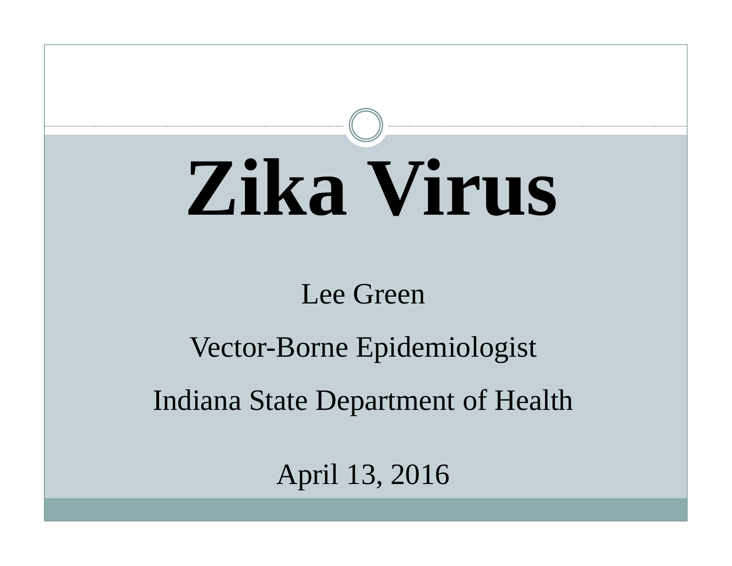# Zika Virus

Lee Green

Vector-Borne Epidemiologist

Indiana State Department of Health

April 13, 2016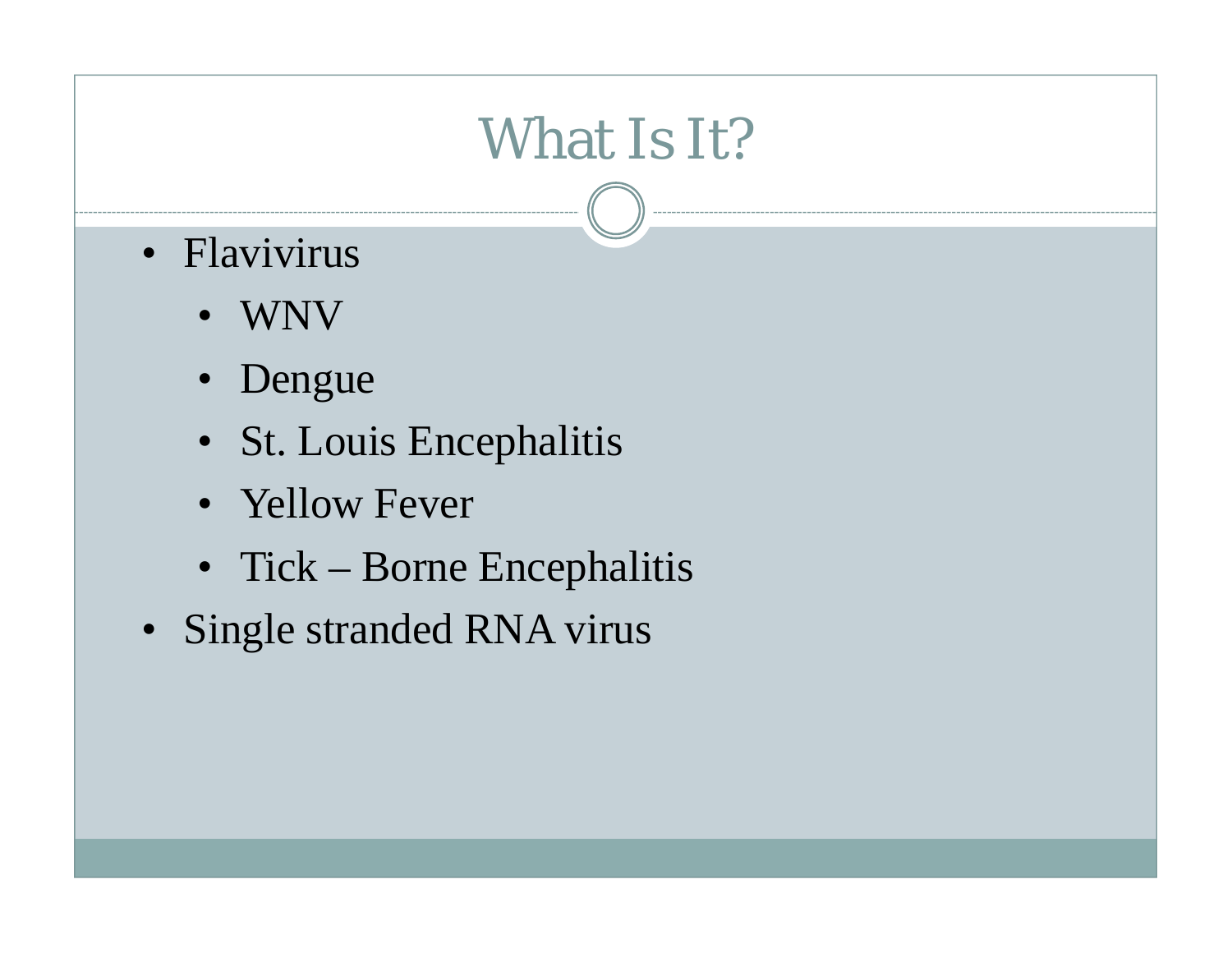# What Is It?

- Flavivirus
  - WNV
  - Dengue
  - St. Louis Encephalitis
  - Yellow Fever
  - Tick – Borne Encephalitis
- Single stranded RNA virus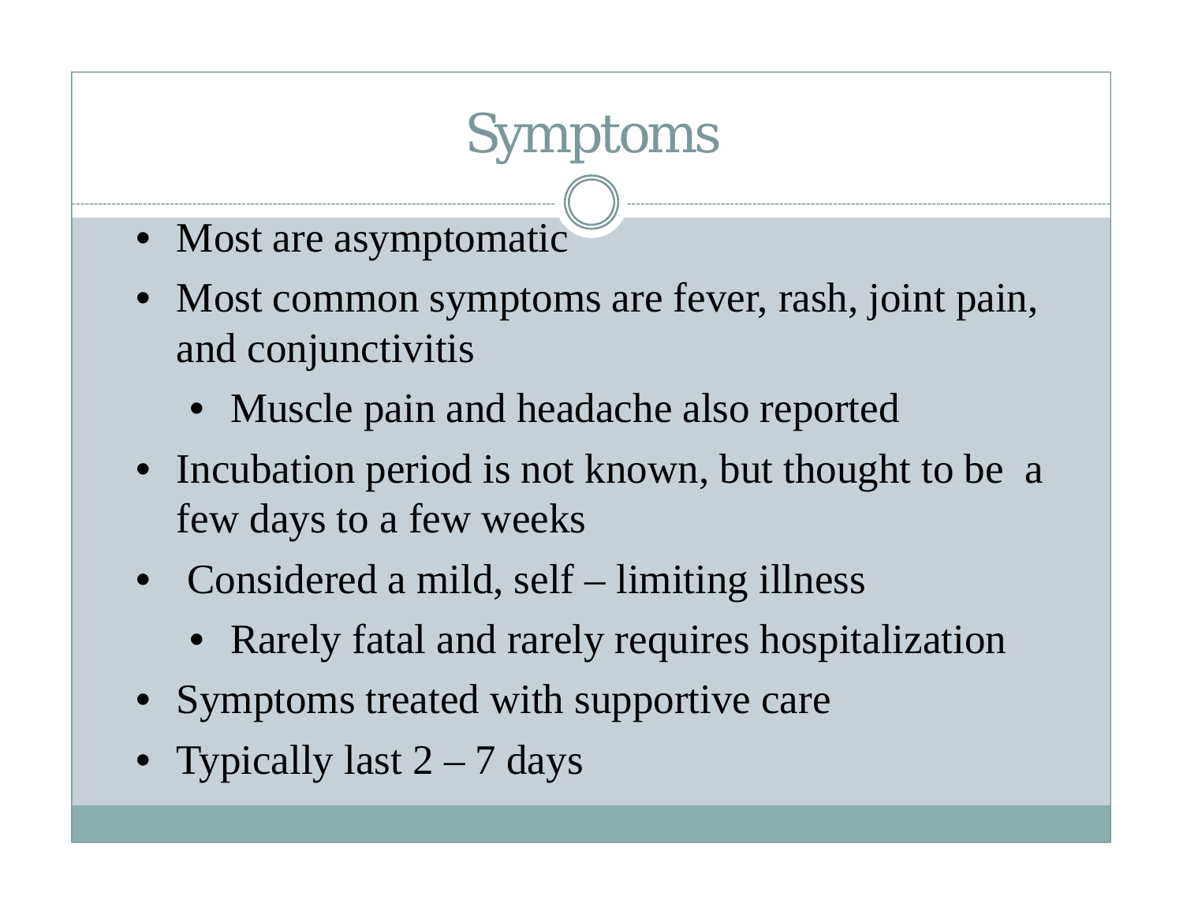# Symptoms

- Most are asymptomatic
- Most common symptoms are fever, rash, joint pain, and conjunctivitis
  - Muscle pain and headache also reported
- Incubation period is not known, but thought to be a few days to a few weeks
- Considered a mild, self – limiting illness
  - Rarely fatal and rarely requires hospitalization
- Symptoms treated with supportive care
- Typically last 2 – 7 days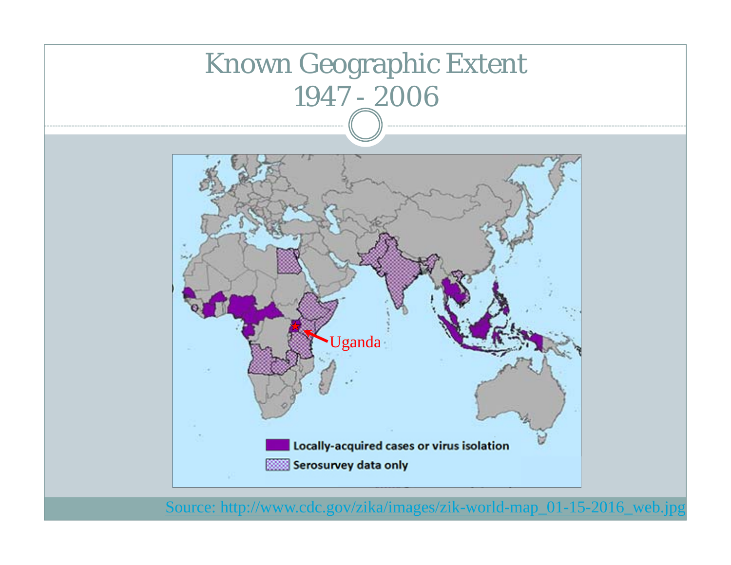# Known Geographic Extent 1947 - 2006

Uganda

Locally-acquired cases or virus isolation

Serosurvey data only

Source: http://www.cdc.gov/zika/images/zik-world-map_01-15-2016_web.jpg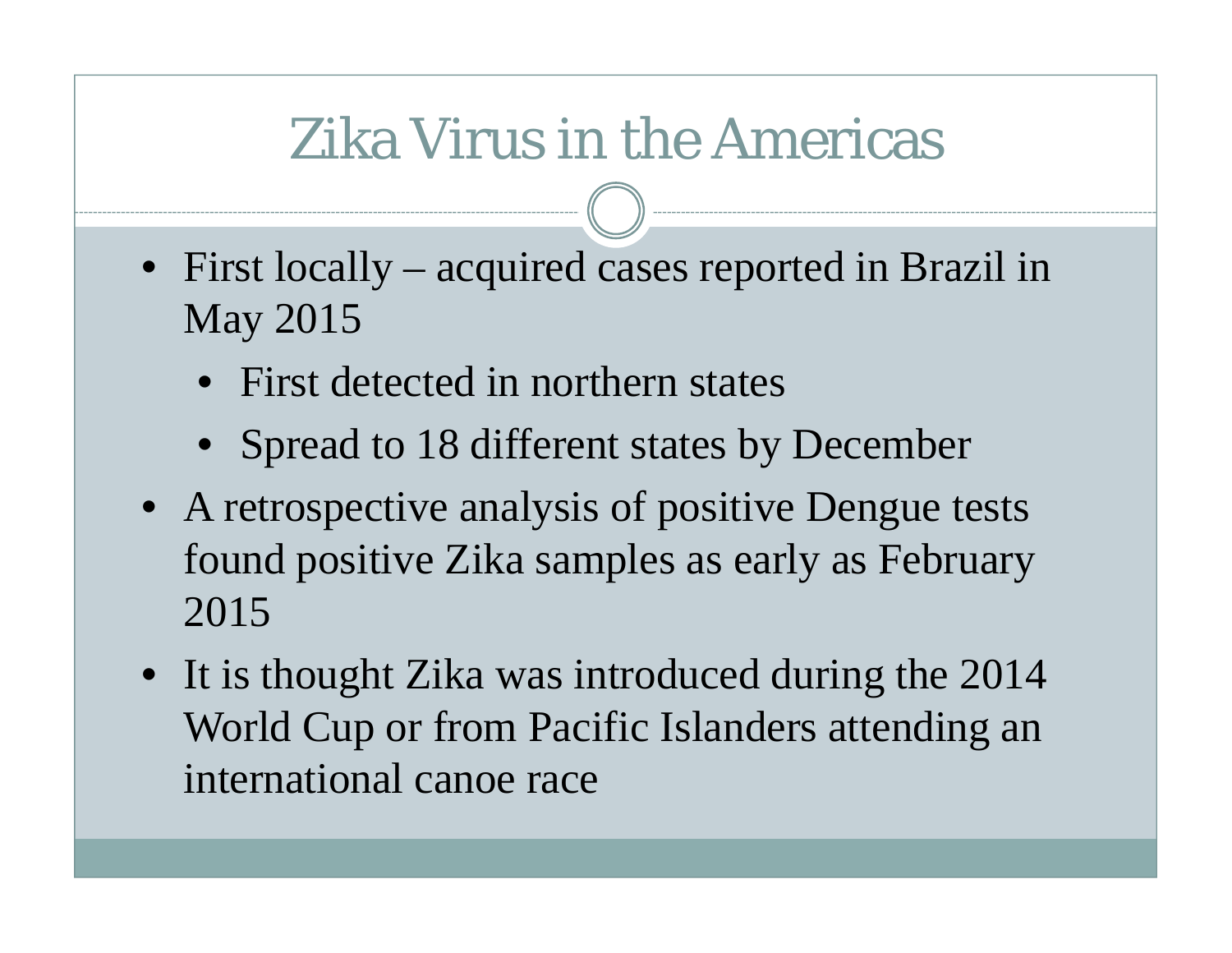# Zika Virus in the Americas

- First locally – acquired cases reported in Brazil in May 2015
  - First detected in northern states
  - Spread to 18 different states by December
- A retrospective analysis of positive Dengue tests found positive Zika samples as early as February 2015
- It is thought Zika was introduced during the 2014 World Cup or from Pacific Islanders attending an international canoe race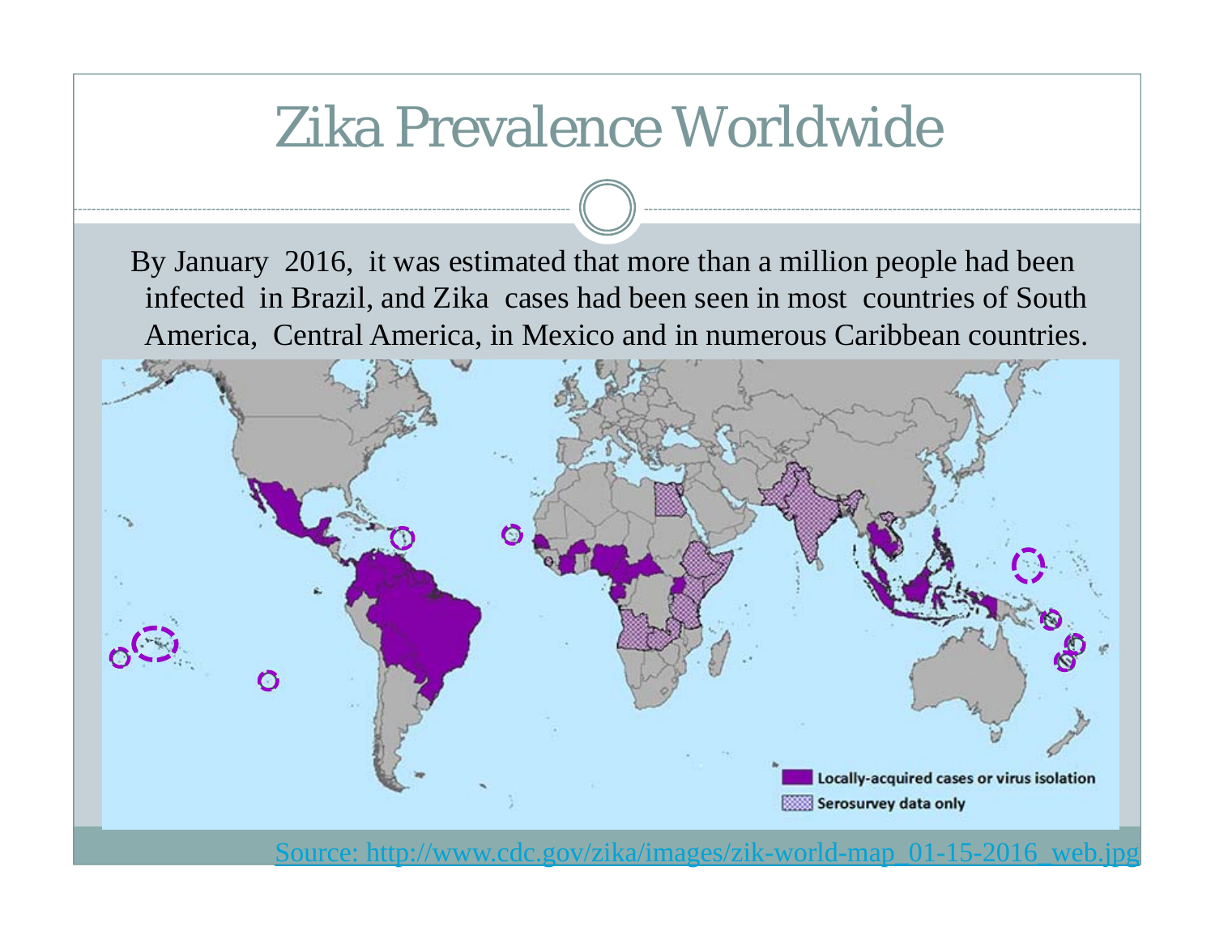# Zika Prevalence Worldwide

By January 2016, it was estimated that more than a million people had been infected in Brazil, and Zika cases had been seen in most countries of South America, Central America, in Mexico and in numerous Caribbean countries.

Locally-acquired cases or virus isolation

Serosurvey data only

[Source: http://www.cdc.gov/zika/images/zik-world-map_01-15-2016_web.jpg](http://www.cdc.gov/zika/images/zik-world-map_01-15-2016_web.jpg)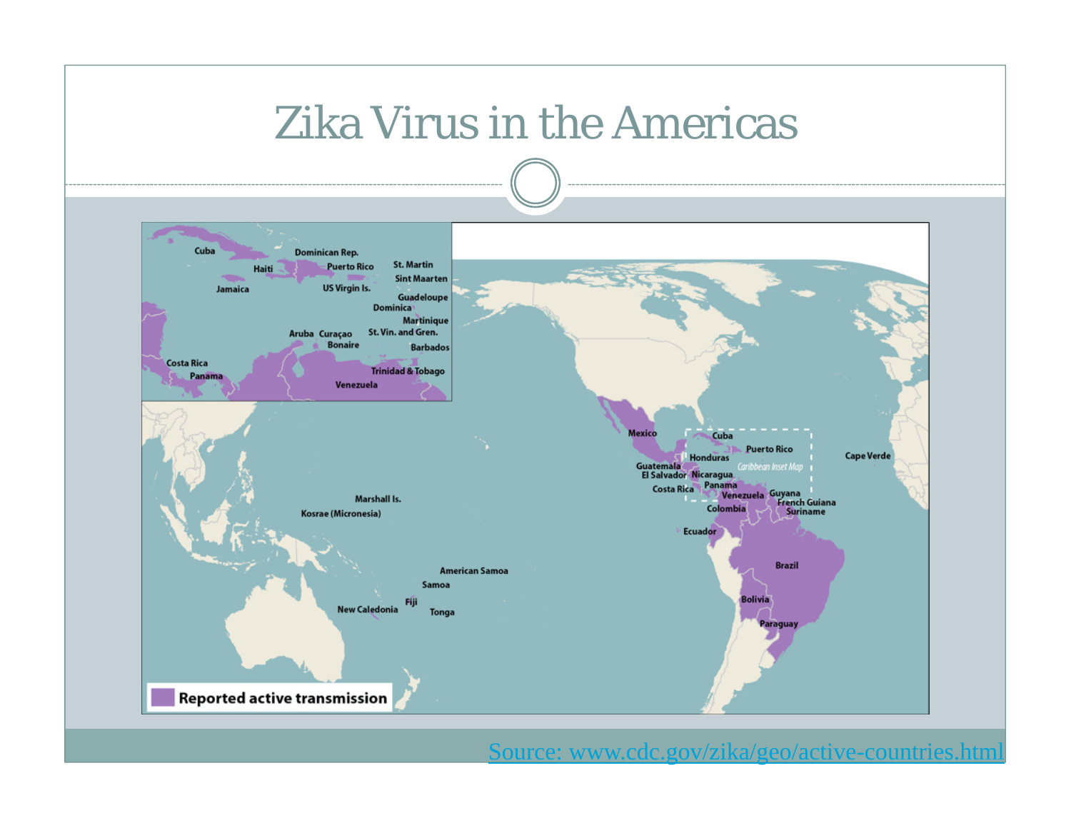# Zika Virus in the Americas

Source: www.cdc.gov/zika/geo/active-countries.html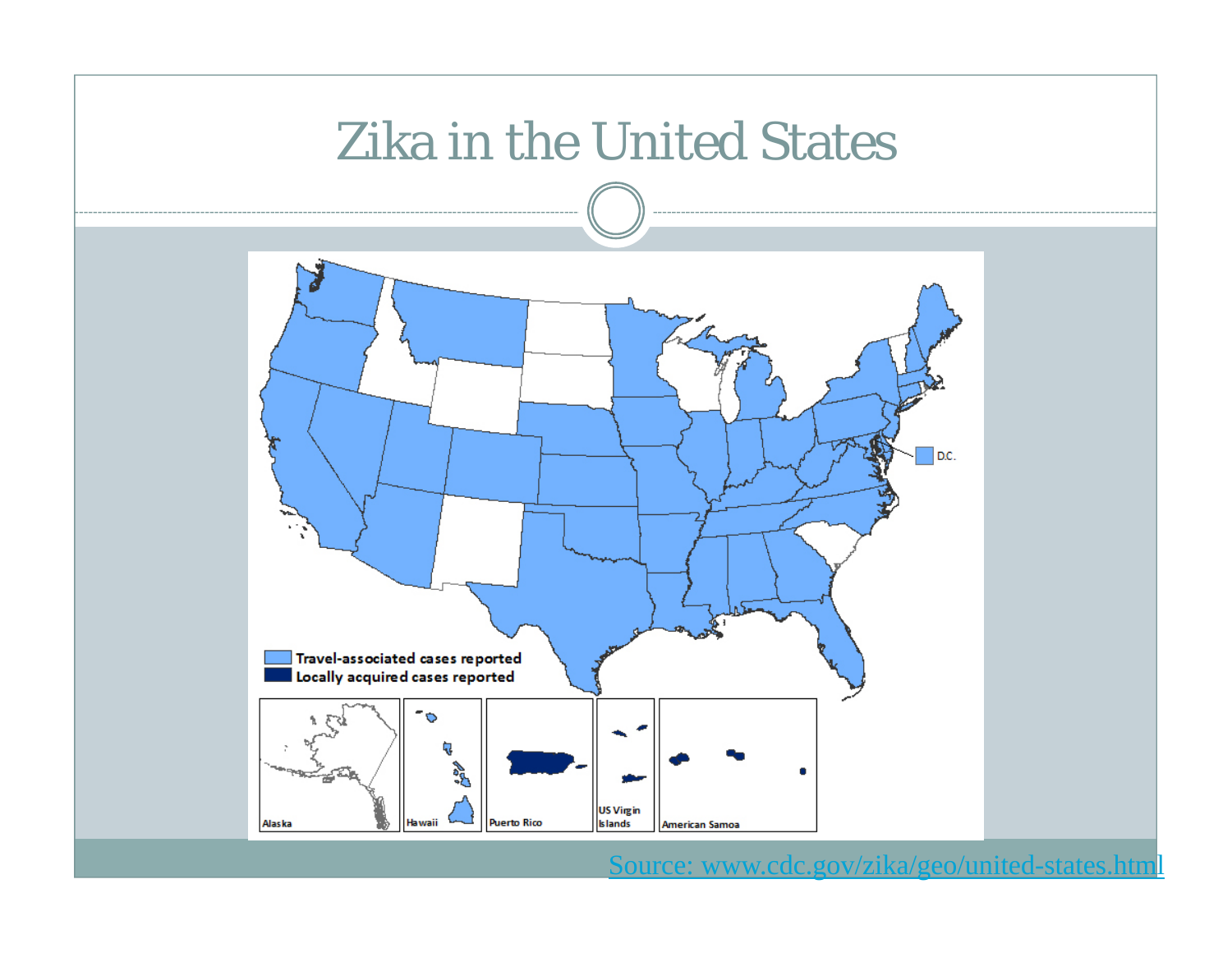# Zika in the United States

Travel-associated cases reported

Locally acquired cases reported

D.C.

Alaska

Hawaii

Puerto Rico

US Virgin Islands

American Samoa

[Source: www.cdc.gov/zika/geo/united-states.html](http://www.cdc.gov/zika/geo/united-states.html)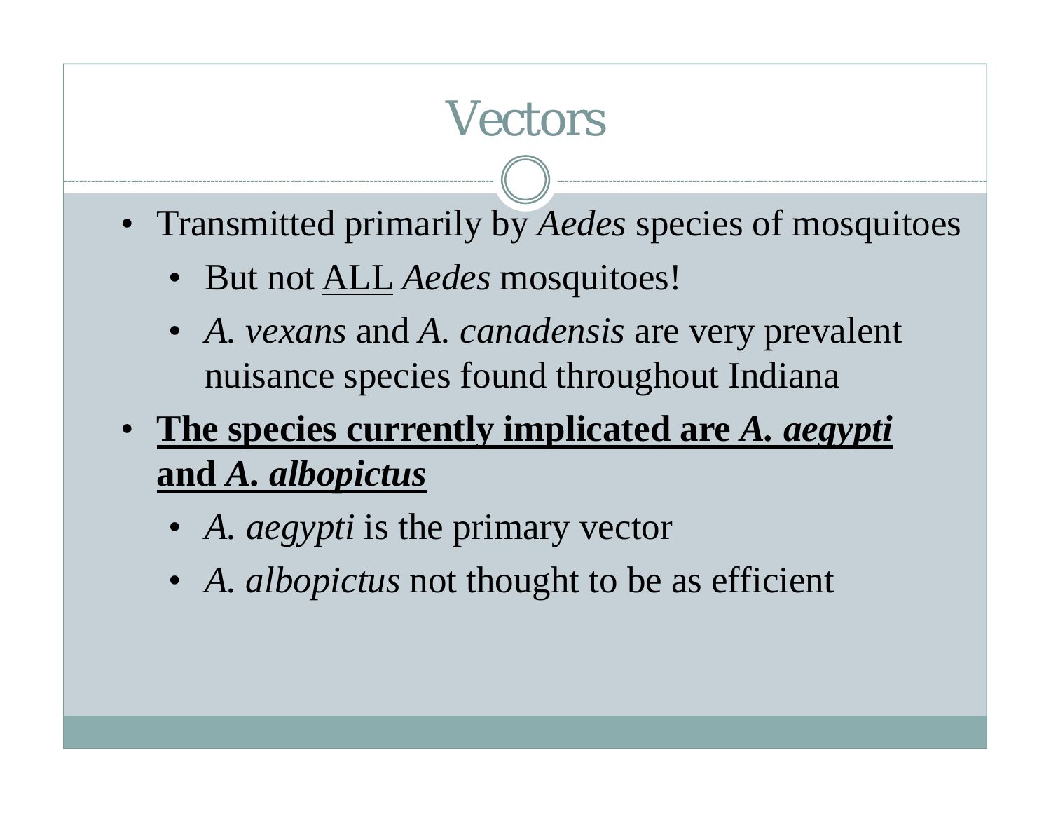# Vectors

- Transmitted primarily by *Aedes* species of mosquitoes
  - But not <u>ALL</u> *Aedes* mosquitoes!
  - *A. vexans* and *A. canadensis* are very prevalent nuisance species found throughout Indiana
- <u>**The species currently implicated are *A. aegypti* and *A. albopictus***</u>
  - *A. aegypti* is the primary vector
  - *A. albopictus* not thought to be as efficient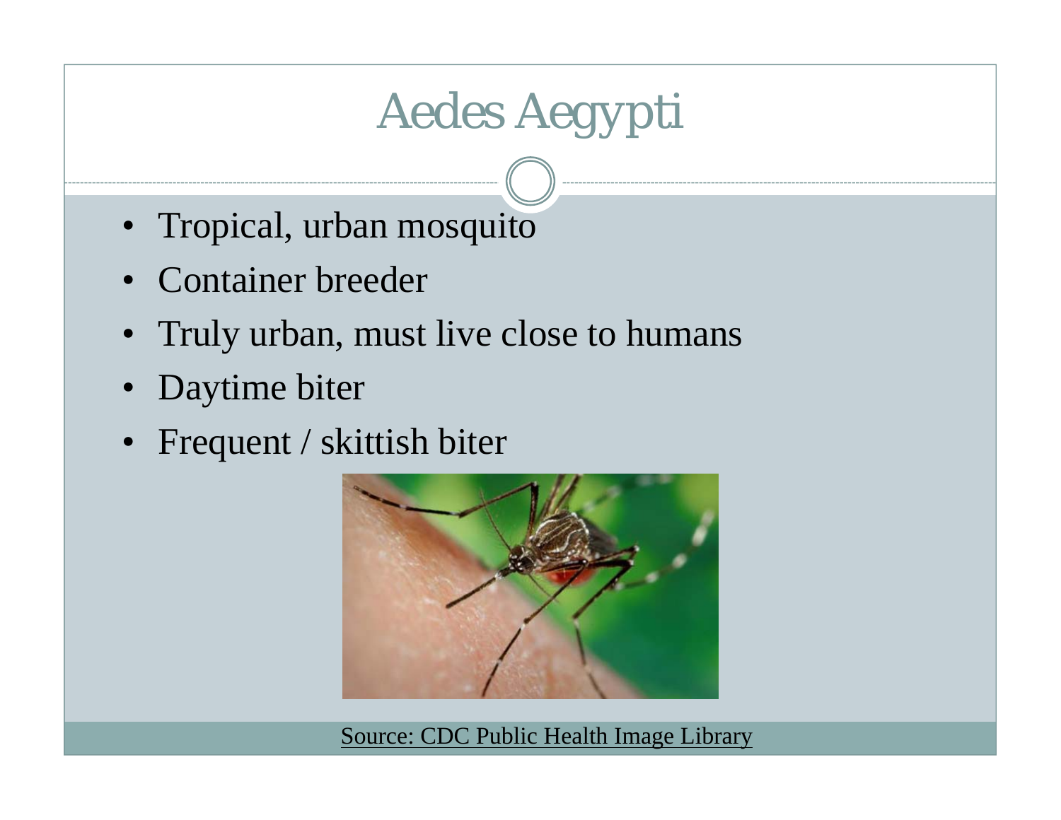# Aedes Aegypti

- Tropical, urban mosquito
- Container breeder
- Truly urban, must live close to humans
- Daytime biter
- Frequent / skittish biter

Source: CDC Public Health Image Library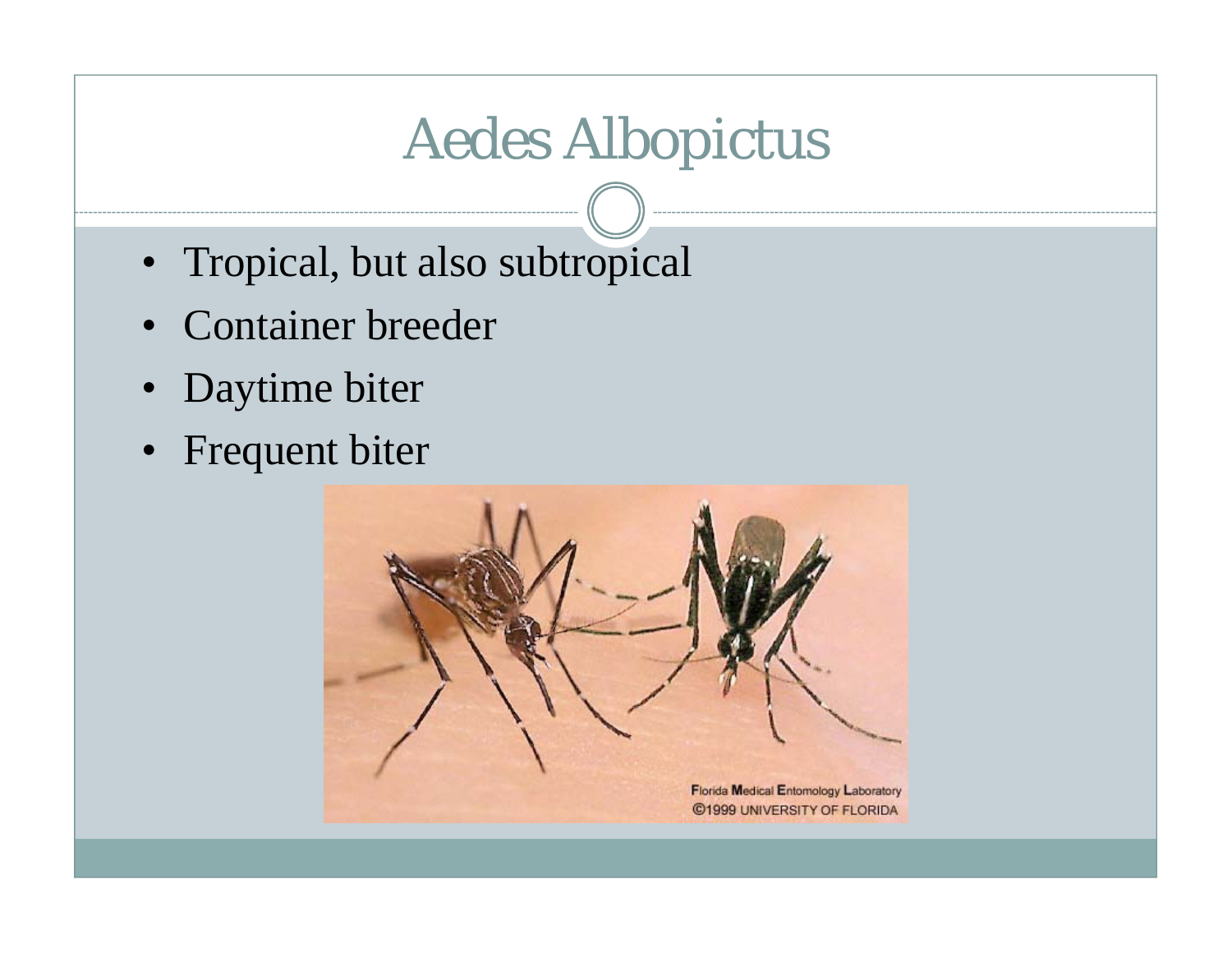# Aedes Albopictus

- Tropical, but also subtropical
- Container breeder
- Daytime biter
- Frequent biter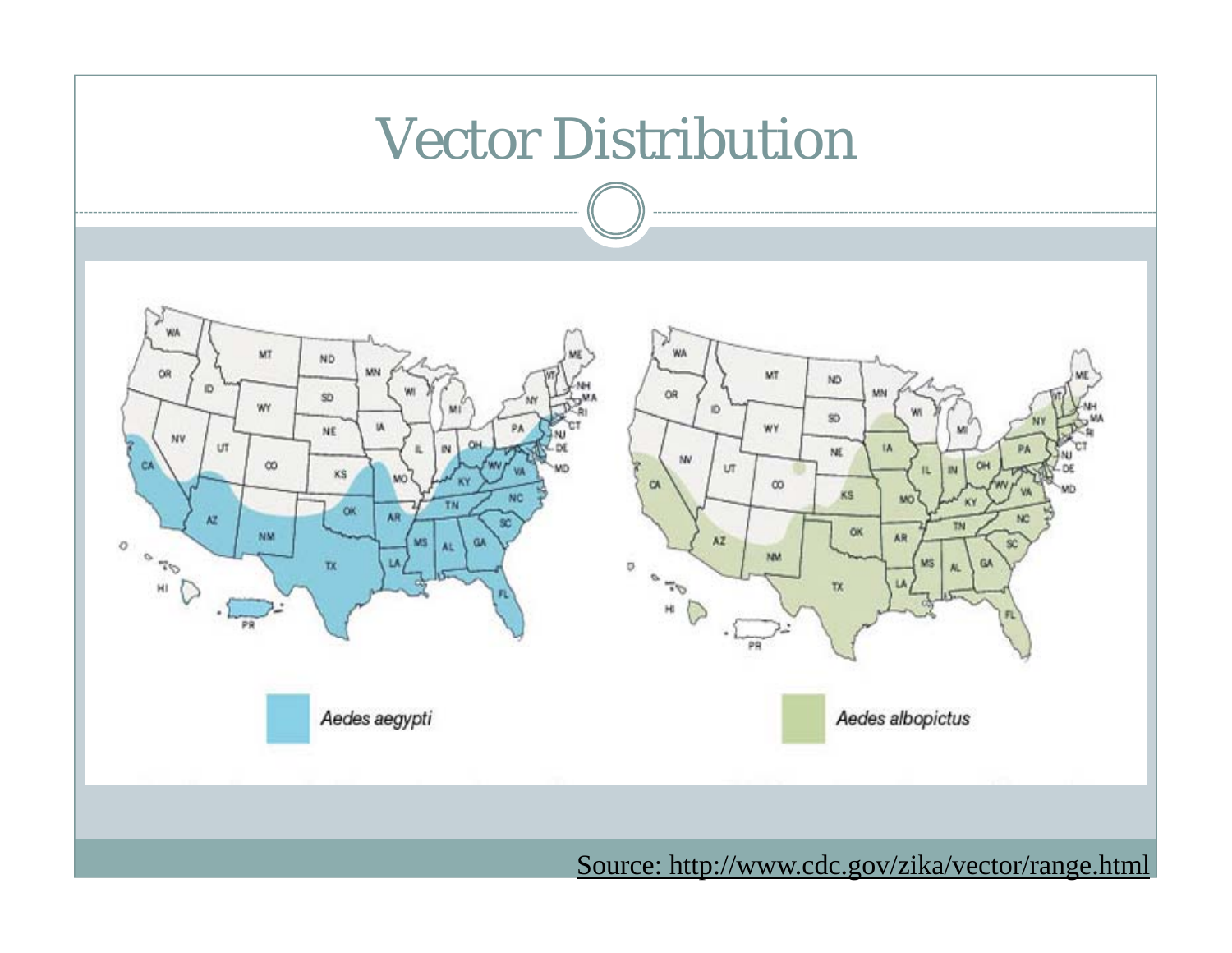# Vector Distribution

*Aedes aegypti*

*Aedes albopictus*

Source: http://www.cdc.gov/zika/vector/range.html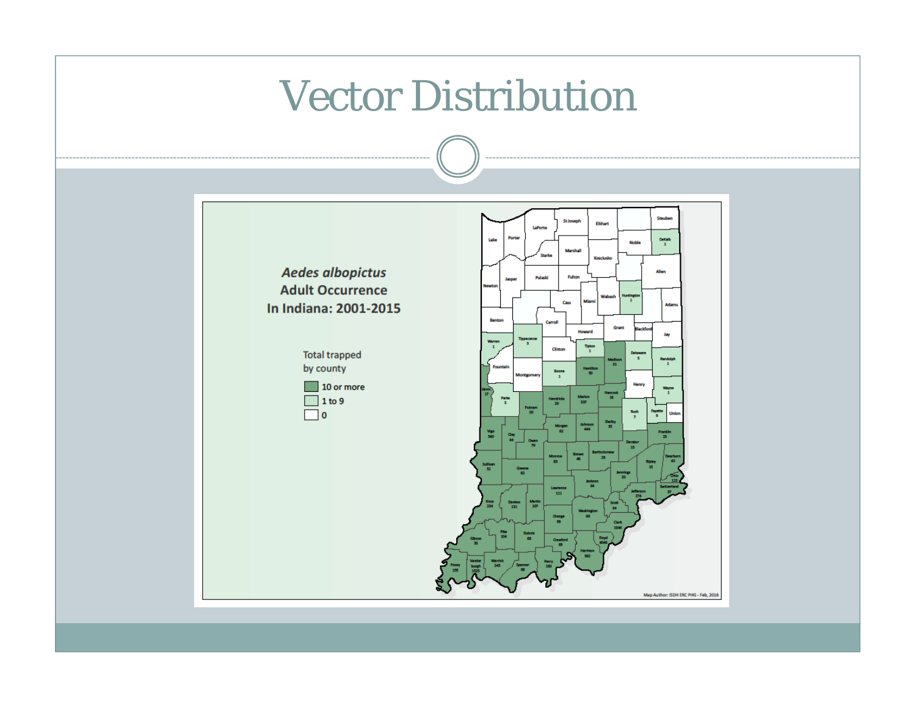# Vector Distribution

***Aedes albopictus***
**Adult Occurrence**
**In Indiana: 2001-2015**

Total trapped by county

- 10 or more
- 1 to 9
- 0

Map Author: ISDH ERC PHG - Feb, 2016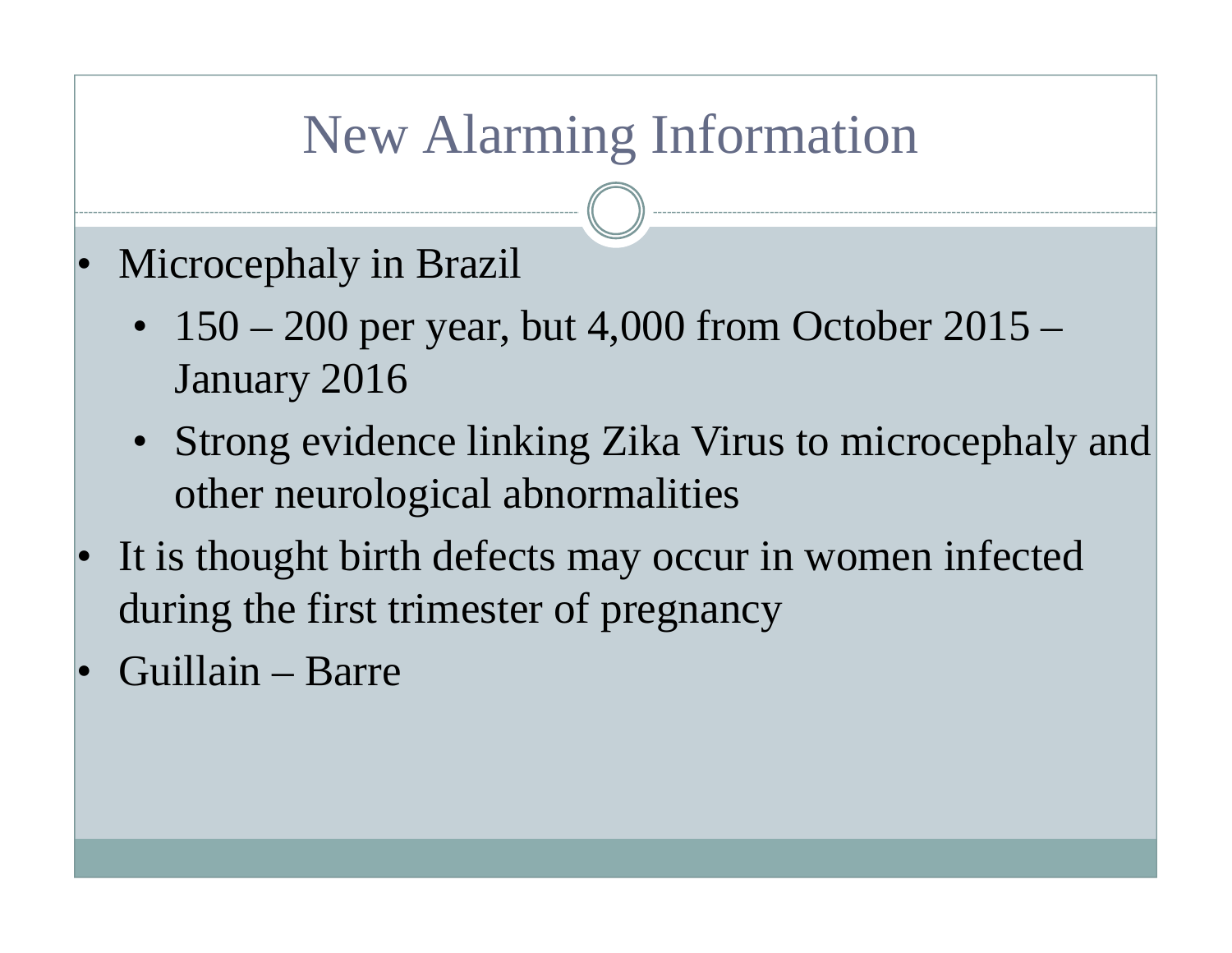# New Alarming Information

- Microcephaly in Brazil
  - 150 – 200 per year, but 4,000 from October 2015 – January 2016
  - Strong evidence linking Zika Virus to microcephaly and other neurological abnormalities
- It is thought birth defects may occur in women infected during the first trimester of pregnancy
- Guillain – Barre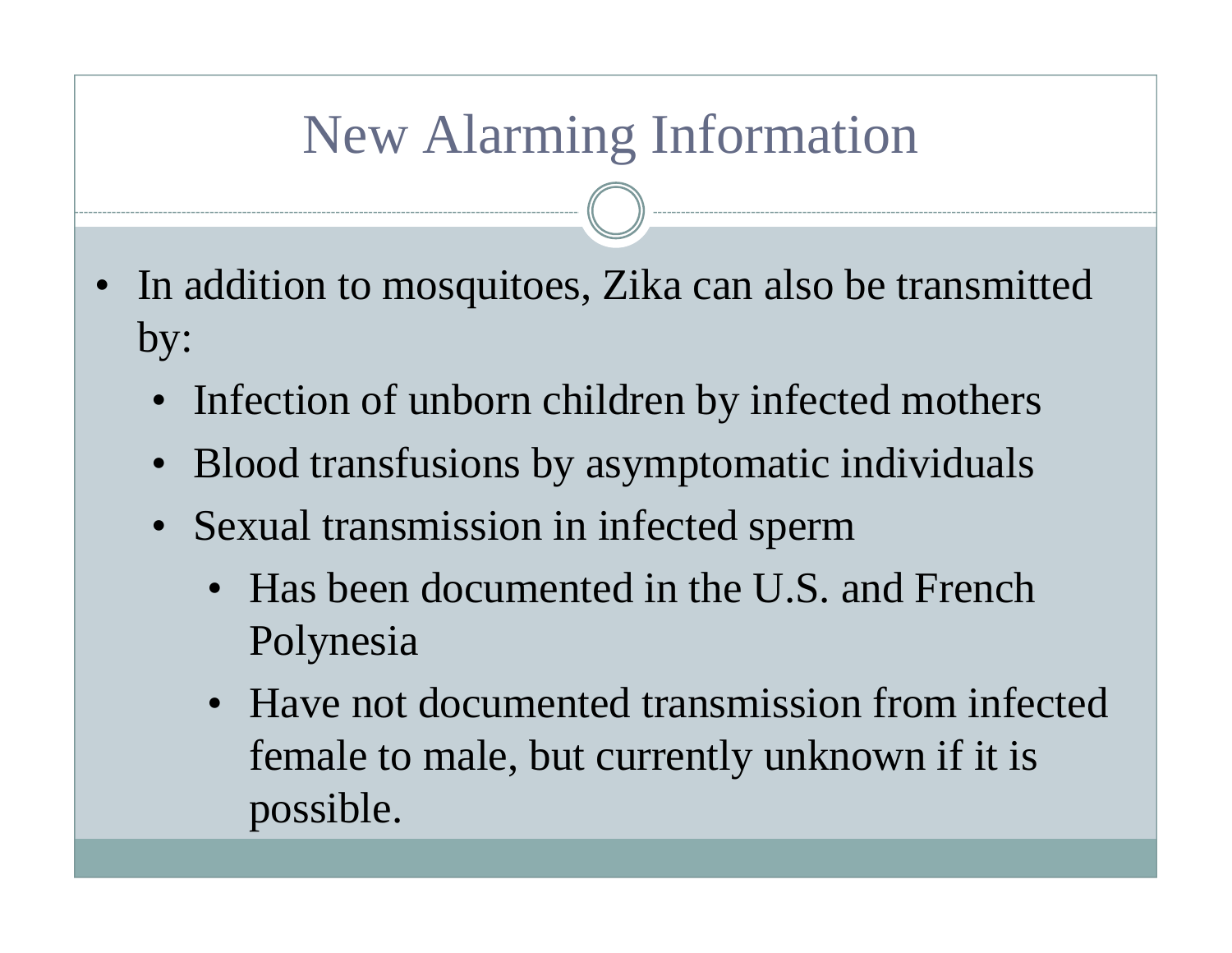# New Alarming Information

- In addition to mosquitoes, Zika can also be transmitted by:
  - Infection of unborn children by infected mothers
  - Blood transfusions by asymptomatic individuals
  - Sexual transmission in infected sperm
    - Has been documented in the U.S. and French Polynesia
    - Have not documented transmission from infected female to male, but currently unknown if it is possible.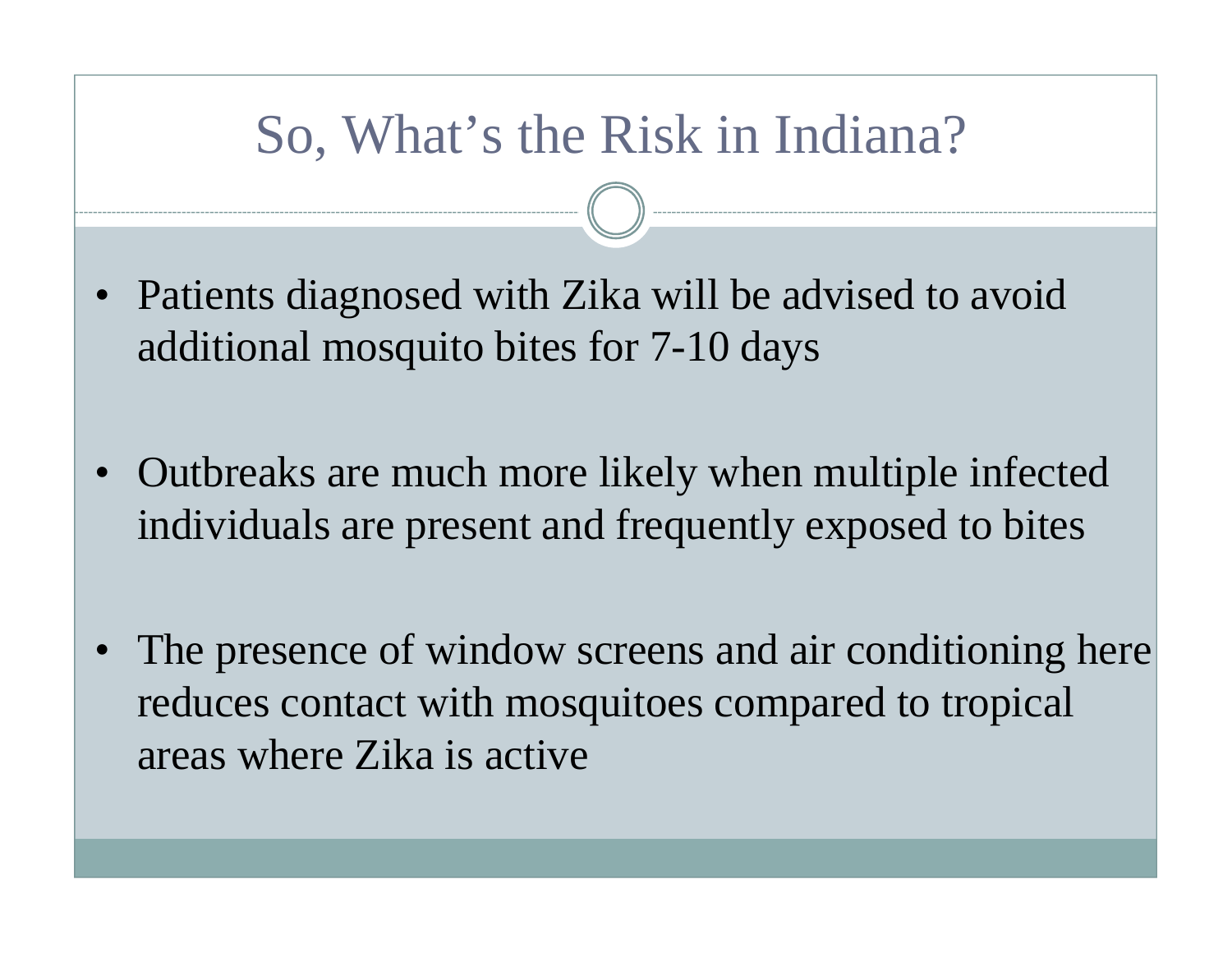# So, What's the Risk in Indiana?

- Patients diagnosed with Zika will be advised to avoid additional mosquito bites for 7-10 days
- Outbreaks are much more likely when multiple infected individuals are present and frequently exposed to bites
- The presence of window screens and air conditioning here reduces contact with mosquitoes compared to tropical areas where Zika is active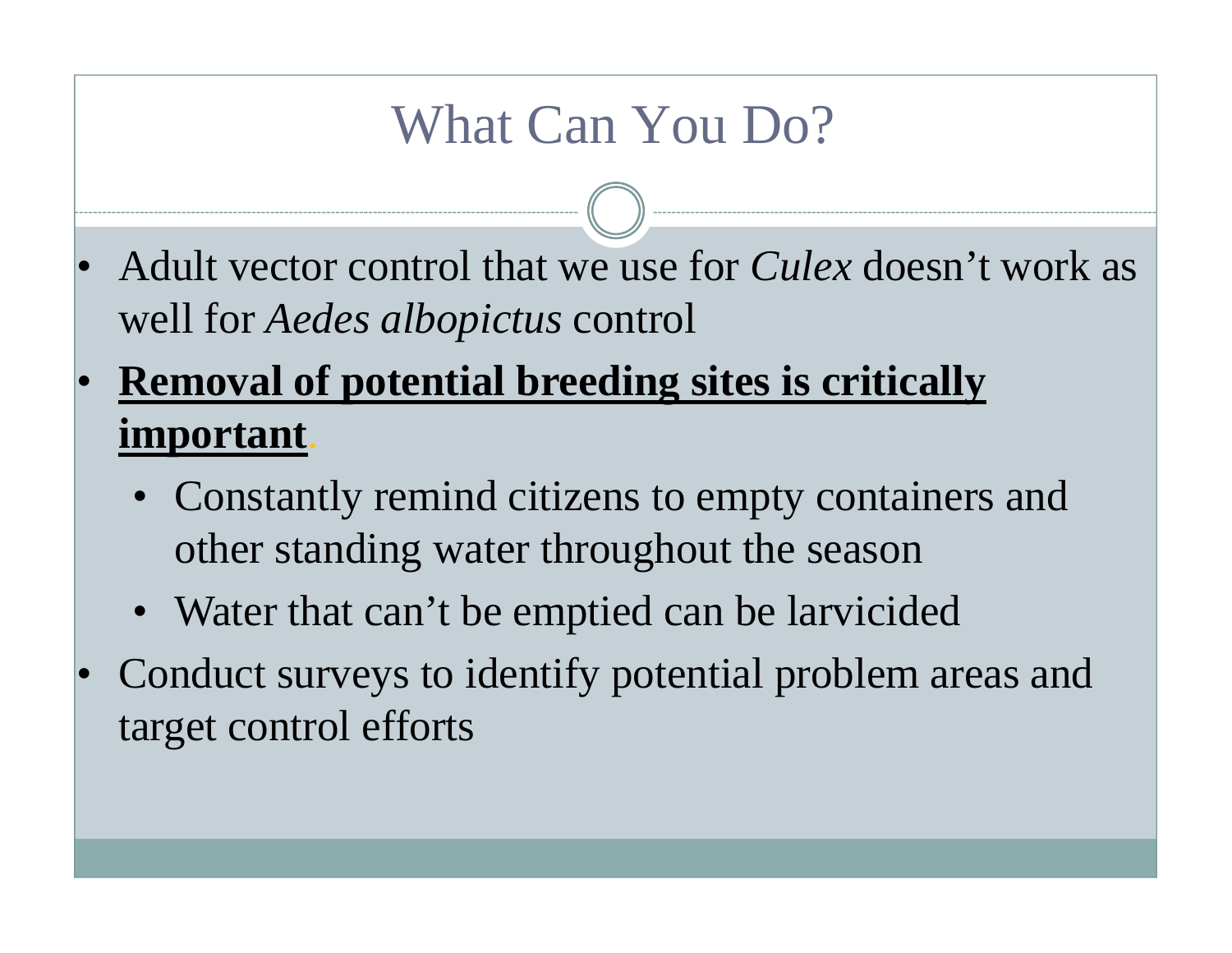# What Can You Do?

- Adult vector control that we use for *Culex* doesn't work as well for *Aedes albopictus* control
- **Removal of potential breeding sites is critically important**.
  - Constantly remind citizens to empty containers and other standing water throughout the season
  - Water that can't be emptied can be larvicided
- Conduct surveys to identify potential problem areas and target control efforts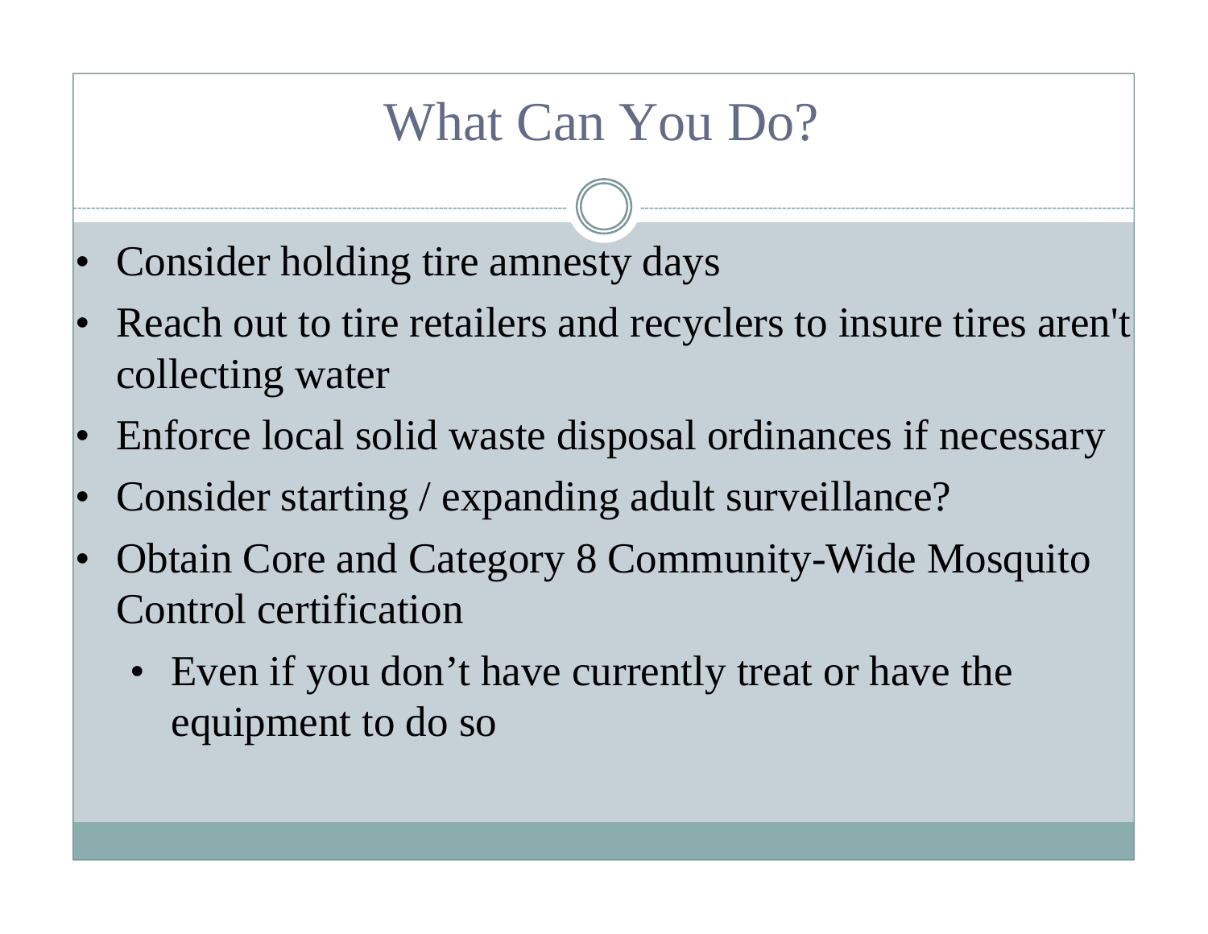# What Can You Do?

- Consider holding tire amnesty days
- Reach out to tire retailers and recyclers to insure tires aren't collecting water
- Enforce local solid waste disposal ordinances if necessary
- Consider starting / expanding adult surveillance?
- Obtain Core and Category 8 Community-Wide Mosquito Control certification
  - Even if you don’t have currently treat or have the equipment to do so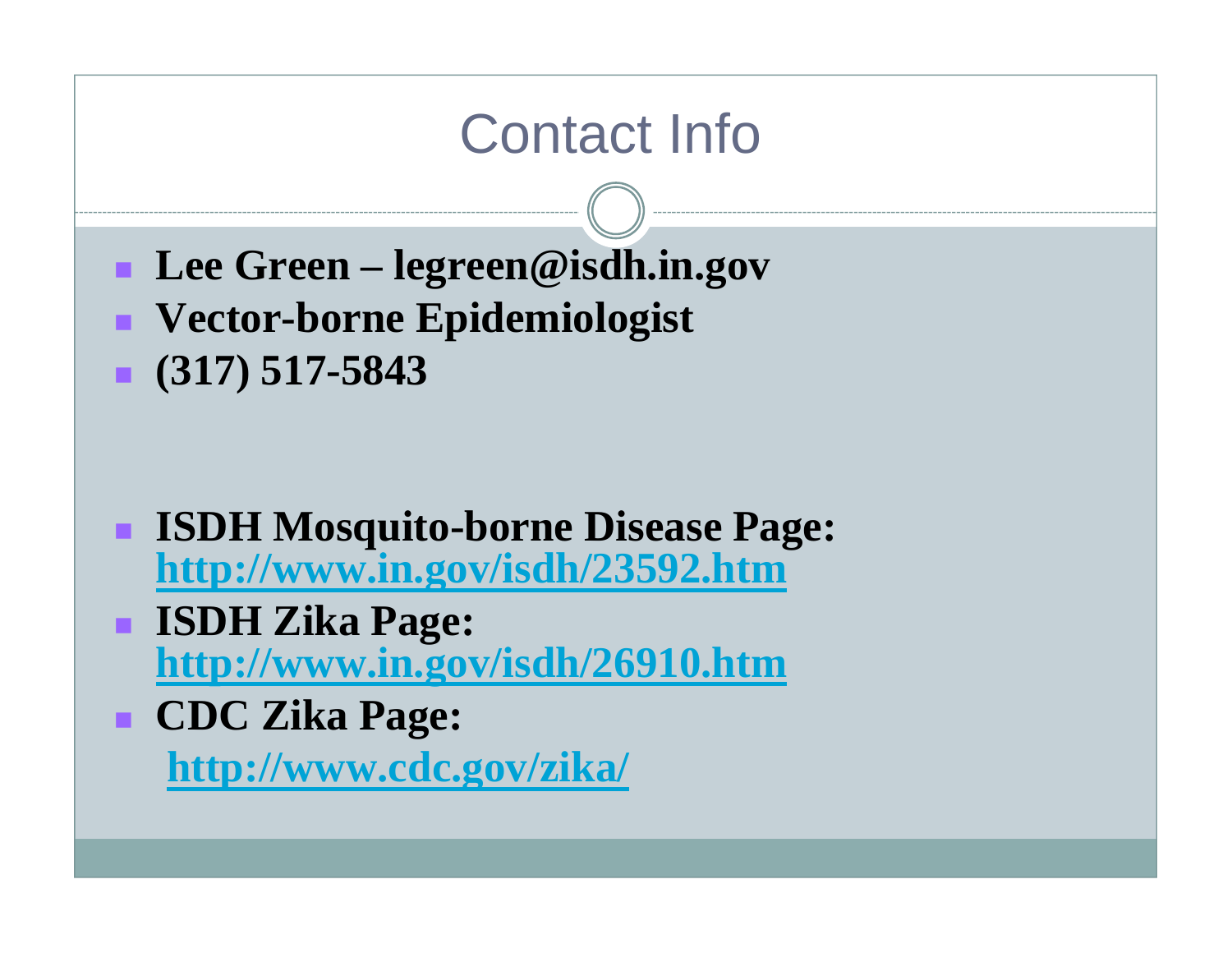# Contact Info

- **Lee Green – legreen@isdh.in.gov**
- **Vector-borne Epidemiologist**
- **(317) 517-5843**

- **ISDH Mosquito-borne Disease Page: http://www.in.gov/isdh/23592.htm**
- **ISDH Zika Page: http://www.in.gov/isdh/26910.htm**
- **CDC Zika Page: http://www.cdc.gov/zika/**